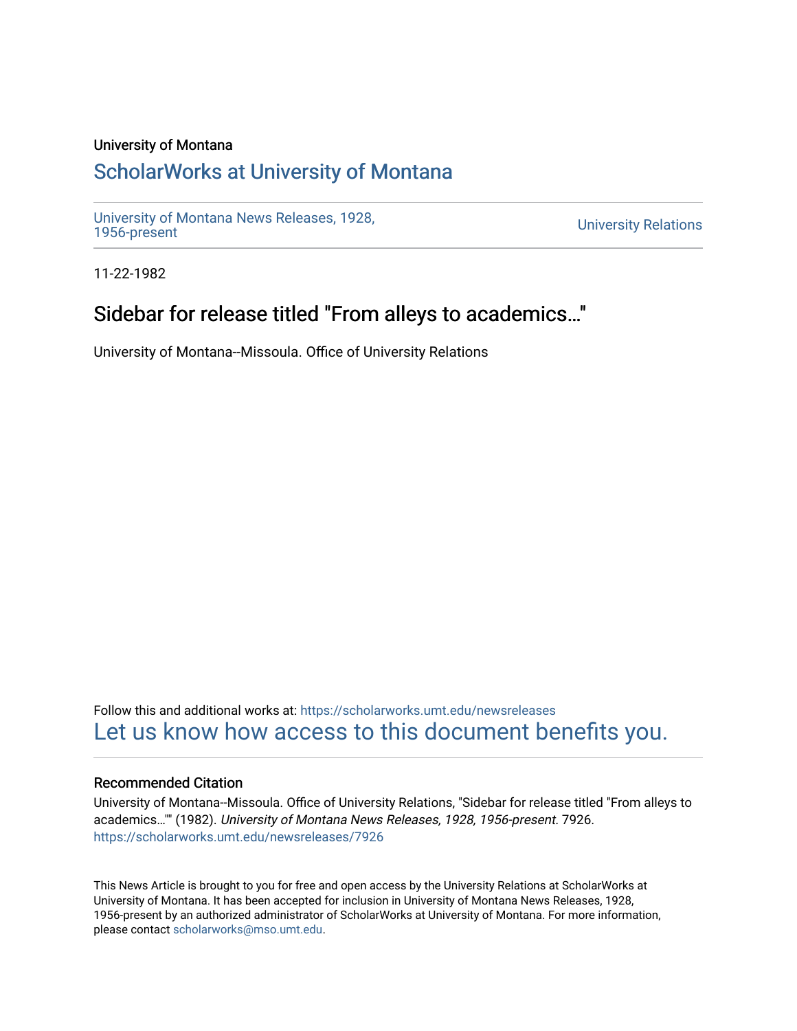University of Montana

# ScholarWorks at University of Montana

University of Montana News Releases, 1928, 1956-present

University Relations

11-22-1982

## Sidebar for release titled "From alleys to academics…"

University of Montana--Missoula. Office of University Relations

Follow this and additional works at: https://scholarworks.umt.edu/newsreleases

Let us know how access to this document benefits you.

### Recommended Citation

University of Montana--Missoula. Office of University Relations, "Sidebar for release titled "From alleys to academics…"" (1982). *University of Montana News Releases, 1928, 1956-present*. 7926. https://scholarworks.umt.edu/newsreleases/7926

This News Article is brought to you for free and open access by the University Relations at ScholarWorks at University of Montana. It has been accepted for inclusion in University of Montana News Releases, 1928, 1956-present by an authorized administrator of ScholarWorks at University of Montana. For more information, please contact scholarworks@mso.umt.edu.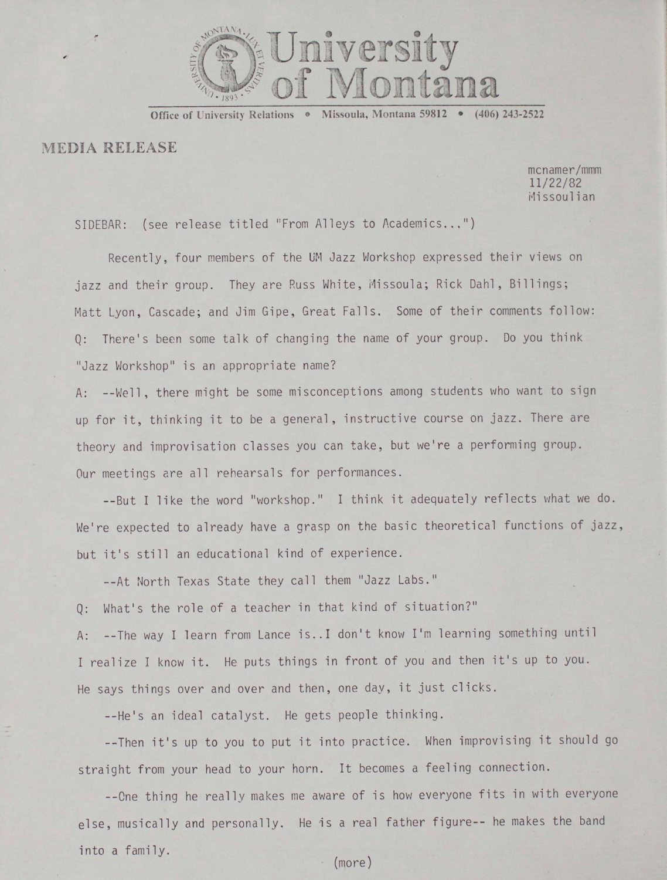University of Montana

Office of University Relations • Missoula, Montana 59812 • (406) 243-2522

## MEDIA RELEASE

mcnamer/mmm
11/22/82
Missoulian

SIDEBAR: (see release titled "From Alleys to Academics...")

Recently, four members of the UM Jazz Workshop expressed their views on jazz and their group. They are Russ White, Missoula; Rick Dahl, Billings; Matt Lyon, Cascade; and Jim Gipe, Great Falls. Some of their comments follow:

Q: There's been some talk of changing the name of your group. Do you think "Jazz Workshop" is an appropriate name?

A: --Well, there might be some misconceptions among students who want to sign up for it, thinking it to be a general, instructive course on jazz. There are theory and improvisation classes you can take, but we're a performing group. Our meetings are all rehearsals for performances.

--But I like the word "workshop." I think it adequately reflects what we do. We're expected to already have a grasp on the basic theoretical functions of jazz, but it's still an educational kind of experience.

--At North Texas State they call them "Jazz Labs."

Q: What's the role of a teacher in that kind of situation?"

A: --The way I learn from Lance is..I don't know I'm learning something until I realize I know it. He puts things in front of you and then it's up to you. He says things over and over and then, one day, it just clicks.

--He's an ideal catalyst. He gets people thinking.

--Then it's up to you to put it into practice. When improvising it should go straight from your head to your horn. It becomes a feeling connection.

--One thing he really makes me aware of is how everyone fits in with everyone else, musically and personally. He is a real father figure-- he makes the band into a family.

(more)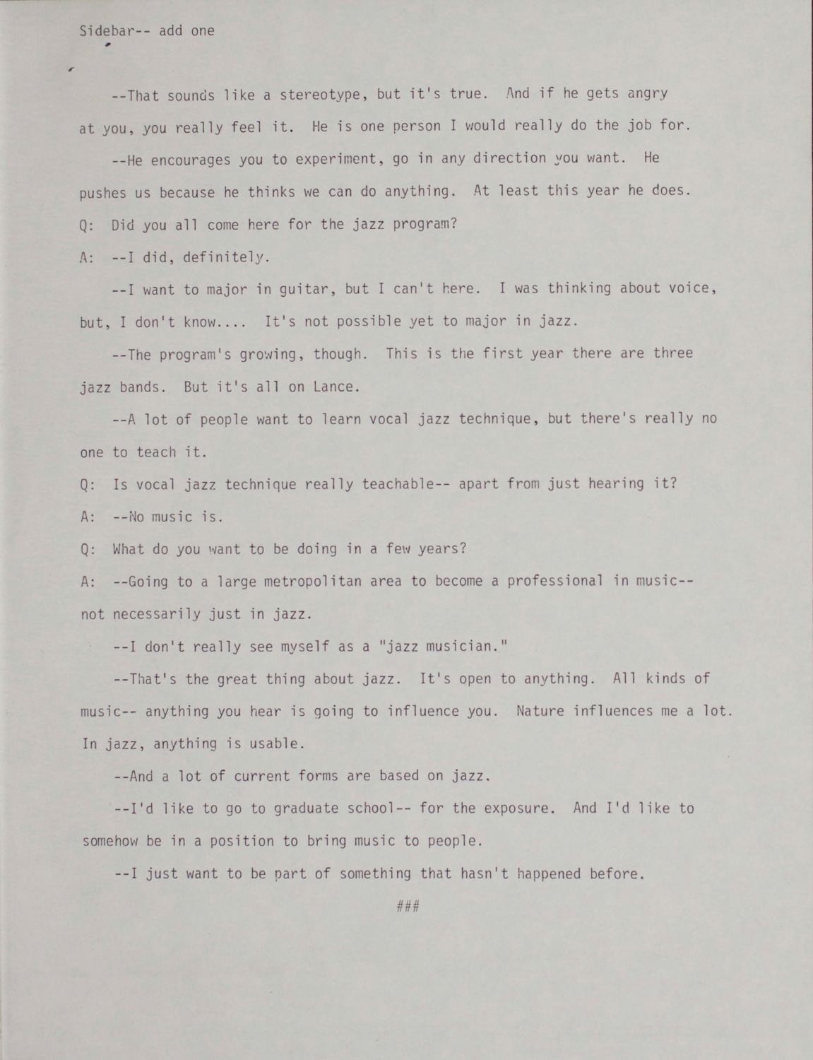Sidebar-- add one

--That sounds like a stereotype, but it's true. And if he gets angry at you, you really feel it. He is one person I would really do the job for.

--He encourages you to experiment, go in any direction you want. He pushes us because he thinks we can do anything. At least this year he does.

Q: Did you all come here for the jazz program?

A: --I did, definitely.

--I want to major in guitar, but I can't here. I was thinking about voice, but, I don't know.... It's not possible yet to major in jazz.

--The program's growing, though. This is the first year there are three jazz bands. But it's all on Lance.

--A lot of people want to learn vocal jazz technique, but there's really no one to teach it.

Q: Is vocal jazz technique really teachable-- apart from just hearing it?

A: --No music is.

Q: What do you want to be doing in a few years?

A: --Going to a large metropolitan area to become a professional in music-- not necessarily just in jazz.

--I don't really see myself as a "jazz musician."

--That's the great thing about jazz. It's open to anything. All kinds of music-- anything you hear is going to influence you. Nature influences me a lot. In jazz, anything is usable.

--And a lot of current forms are based on jazz.

--I'd like to go to graduate school-- for the exposure. And I'd like to somehow be in a position to bring music to people.

--I just want to be part of something that hasn't happened before.

###